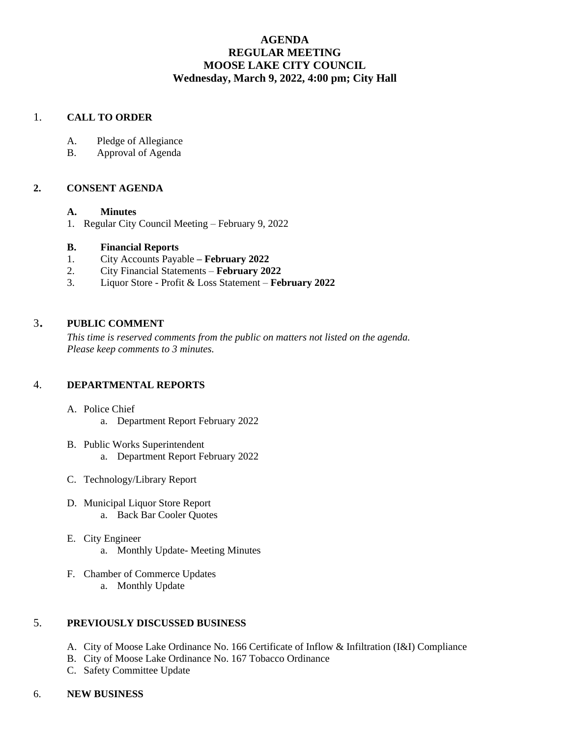# AGENDA
# REGULAR MEETING
# MOOSE LAKE CITY COUNCIL
## Wednesday, March 9, 2022, 4:00 pm; City Hall

1. **CALL TO ORDER**

   A. Pledge of Allegiance
   B. Approval of Agenda

2. **CONSENT AGENDA**

   **A. Minutes**
   1. Regular City Council Meeting – February 9, 2022

   **B. Financial Reports**
   1. City Accounts Payable **– February 2022**
   2. City Financial Statements – **February 2022**
   3. Liquor Store - Profit & Loss Statement – **February 2022**

3. **PUBLIC COMMENT**

   *This time is reserved comments from the public on matters not listed on the agenda. Please keep comments to 3 minutes.*

4. **DEPARTMENTAL REPORTS**

   A. Police Chief
      a. Department Report February 2022

   B. Public Works Superintendent
      a. Department Report February 2022

   C. Technology/Library Report

   D. Municipal Liquor Store Report
      a. Back Bar Cooler Quotes

   E. City Engineer
      a. Monthly Update- Meeting Minutes

   F. Chamber of Commerce Updates
      a. Monthly Update

5. **PREVIOUSLY DISCUSSED BUSINESS**

   A. City of Moose Lake Ordinance No. 166 Certificate of Inflow & Infiltration (I&I) Compliance
   B. City of Moose Lake Ordinance No. 167 Tobacco Ordinance
   C. Safety Committee Update

6. **NEW BUSINESS**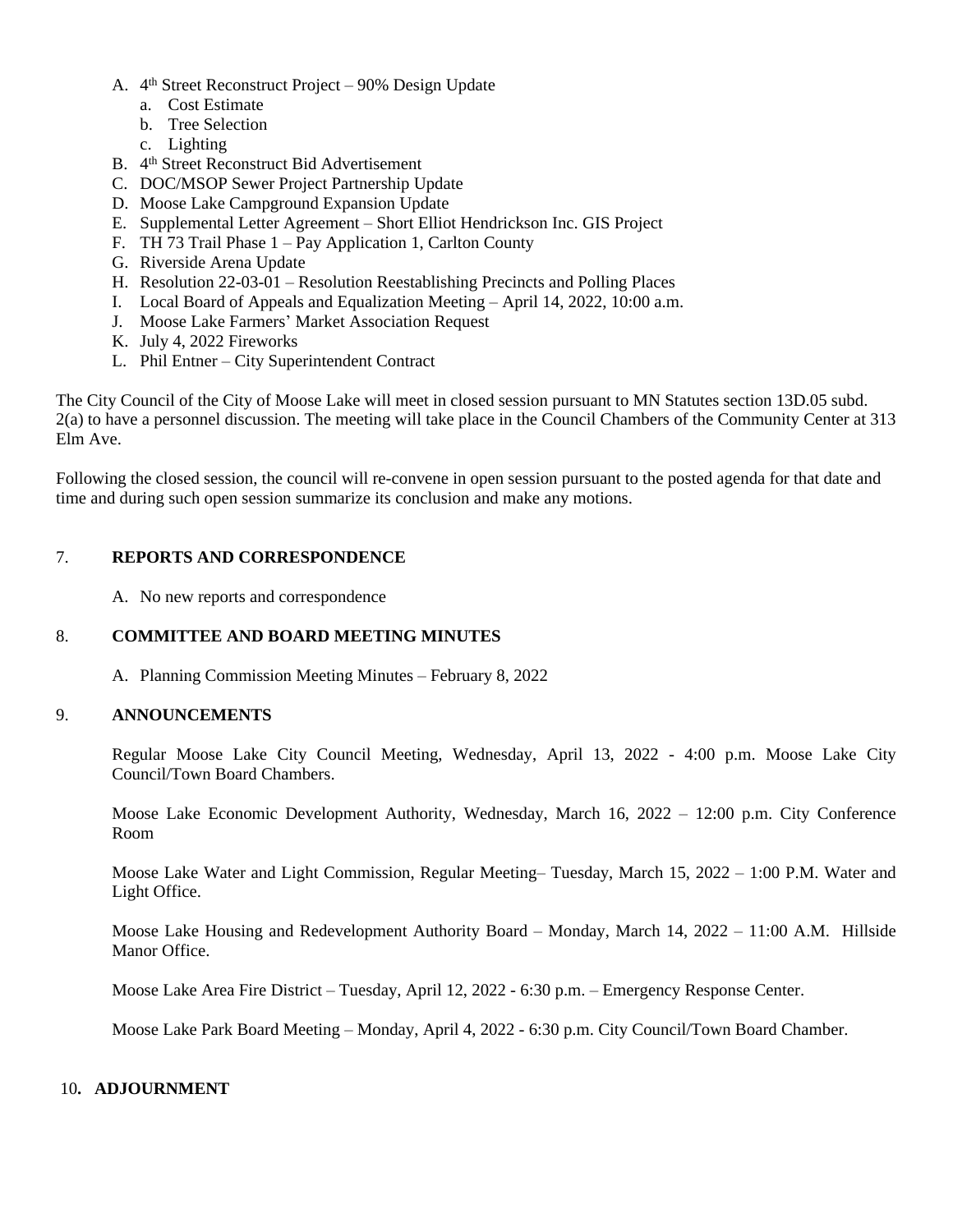A. 4th Street Reconstruct Project – 90% Design Update
   a. Cost Estimate
   b. Tree Selection
   c. Lighting
B. 4th Street Reconstruct Bid Advertisement
C. DOC/MSOP Sewer Project Partnership Update
D. Moose Lake Campground Expansion Update
E. Supplemental Letter Agreement – Short Elliot Hendrickson Inc. GIS Project
F. TH 73 Trail Phase 1 – Pay Application 1, Carlton County
G. Riverside Arena Update
H. Resolution 22-03-01 – Resolution Reestablishing Precincts and Polling Places
I. Local Board of Appeals and Equalization Meeting – April 14, 2022, 10:00 a.m.
J. Moose Lake Farmers' Market Association Request
K. July 4, 2022 Fireworks
L. Phil Entner – City Superintendent Contract

The City Council of the City of Moose Lake will meet in closed session pursuant to MN Statutes section 13D.05 subd. 2(a) to have a personnel discussion. The meeting will take place in the Council Chambers of the Community Center at 313 Elm Ave.

Following the closed session, the council will re-convene in open session pursuant to the posted agenda for that date and time and during such open session summarize its conclusion and make any motions.

7. **REPORTS AND CORRESPONDENCE**

A. No new reports and correspondence

8. **COMMITTEE AND BOARD MEETING MINUTES**

A. Planning Commission Meeting Minutes – February 8, 2022

9. **ANNOUNCEMENTS**

Regular Moose Lake City Council Meeting, Wednesday, April 13, 2022 - 4:00 p.m. Moose Lake City Council/Town Board Chambers.

Moose Lake Economic Development Authority, Wednesday, March 16, 2022 – 12:00 p.m. City Conference Room

Moose Lake Water and Light Commission, Regular Meeting– Tuesday, March 15, 2022 – 1:00 P.M. Water and Light Office.

Moose Lake Housing and Redevelopment Authority Board – Monday, March 14, 2022 – 11:00 A.M. Hillside Manor Office.

Moose Lake Area Fire District – Tuesday, April 12, 2022 - 6:30 p.m. – Emergency Response Center.

Moose Lake Park Board Meeting – Monday, April 4, 2022 - 6:30 p.m. City Council/Town Board Chamber.

10. **ADJOURNMENT**